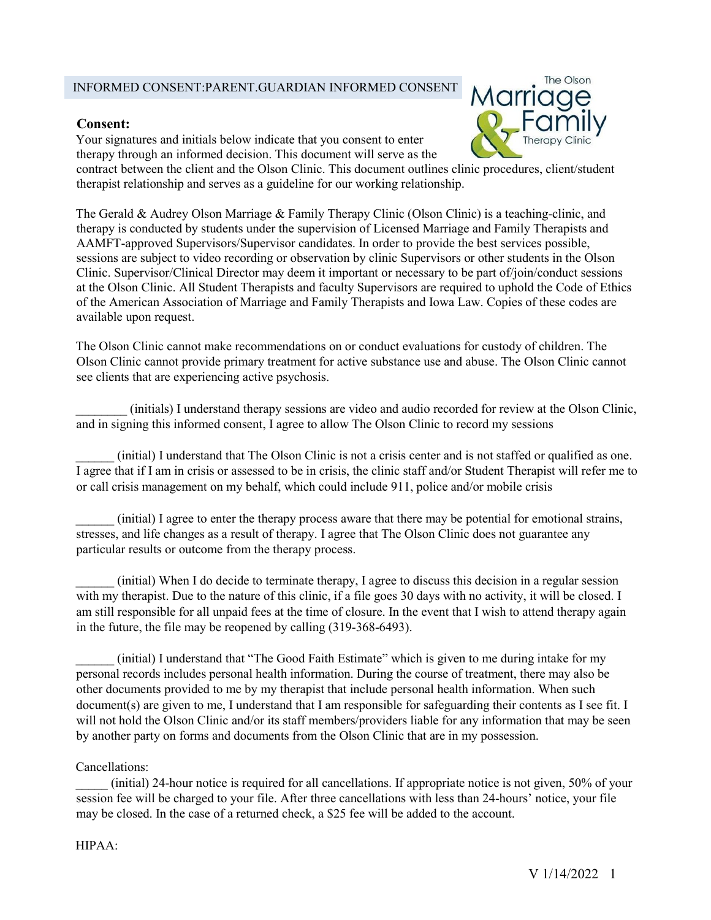INFORMED CONSENT:PARENT.GUARDIAN INFORMED CONSENT

**Consent:**

Your signatures and initials below indicate that you consent to enter therapy through an informed decision. This document will serve as the contract between the client and the Olson Clinic. This document outlines clinic procedures, client/student therapist relationship and serves as a guideline for our working relationship.

The Gerald & Audrey Olson Marriage & Family Therapy Clinic (Olson Clinic) is a teaching-clinic, and therapy is conducted by students under the supervision of Licensed Marriage and Family Therapists and AAMFT-approved Supervisors/Supervisor candidates. In order to provide the best services possible, sessions are subject to video recording or observation by clinic Supervisors or other students in the Olson Clinic. Supervisor/Clinical Director may deem it important or necessary to be part of/join/conduct sessions at the Olson Clinic. All Student Therapists and faculty Supervisors are required to uphold the Code of Ethics of the American Association of Marriage and Family Therapists and Iowa Law. Copies of these codes are available upon request.

The Olson Clinic cannot make recommendations on or conduct evaluations for custody of children. The Olson Clinic cannot provide primary treatment for active substance use and abuse. The Olson Clinic cannot see clients that are experiencing active psychosis.

________ (initials) I understand therapy sessions are video and audio recorded for review at the Olson Clinic, and in signing this informed consent, I agree to allow The Olson Clinic to record my sessions

______ (initial) I understand that The Olson Clinic is not a crisis center and is not staffed or qualified as one. I agree that if I am in crisis or assessed to be in crisis, the clinic staff and/or Student Therapist will refer me to or call crisis management on my behalf, which could include 911, police and/or mobile crisis

______ (initial) I agree to enter the therapy process aware that there may be potential for emotional strains, stresses, and life changes as a result of therapy. I agree that The Olson Clinic does not guarantee any particular results or outcome from the therapy process.

______ (initial) When I do decide to terminate therapy, I agree to discuss this decision in a regular session with my therapist. Due to the nature of this clinic, if a file goes 30 days with no activity, it will be closed. I am still responsible for all unpaid fees at the time of closure. In the event that I wish to attend therapy again in the future, the file may be reopened by calling (319-368-6493).

______ (initial) I understand that "The Good Faith Estimate" which is given to me during intake for my personal records includes personal health information. During the course of treatment, there may also be other documents provided to me by my therapist that include personal health information. When such document(s) are given to me, I understand that I am responsible for safeguarding their contents as I see fit. I will not hold the Olson Clinic and/or its staff members/providers liable for any information that may be seen by another party on forms and documents from the Olson Clinic that are in my possession.

Cancellations:

_____ (initial) 24-hour notice is required for all cancellations. If appropriate notice is not given, 50% of your session fee will be charged to your file. After three cancellations with less than 24-hours' notice, your file may be closed. In the case of a returned check, a $25 fee will be added to the account.

HIPAA:

V 1/14/2022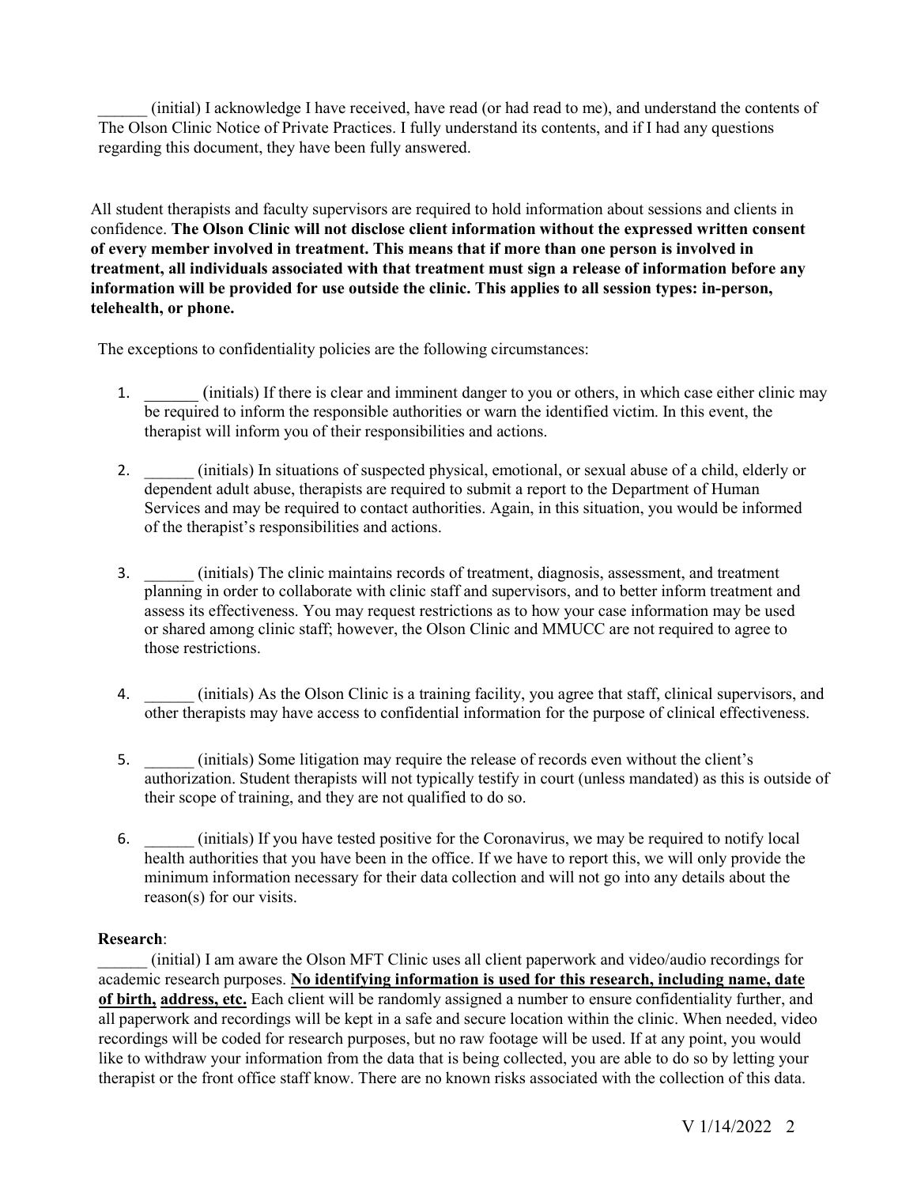______ (initial) I acknowledge I have received, have read (or had read to me), and understand the contents of The Olson Clinic Notice of Private Practices. I fully understand its contents, and if I had any questions regarding this document, they have been fully answered.

All student therapists and faculty supervisors are required to hold information about sessions and clients in confidence. **The Olson Clinic will not disclose client information without the expressed written consent of every member involved in treatment. This means that if more than one person is involved in treatment, all individuals associated with that treatment must sign a release of information before any information will be provided for use outside the clinic. This applies to all session types: in-person, telehealth, or phone.**

The exceptions to confidentiality policies are the following circumstances:

1. ______ (initials) If there is clear and imminent danger to you or others, in which case either clinic may be required to inform the responsible authorities or warn the identified victim. In this event, the therapist will inform you of their responsibilities and actions.
2. ______ (initials) In situations of suspected physical, emotional, or sexual abuse of a child, elderly or dependent adult abuse, therapists are required to submit a report to the Department of Human Services and may be required to contact authorities. Again, in this situation, you would be informed of the therapist's responsibilities and actions.
3. ______ (initials) The clinic maintains records of treatment, diagnosis, assessment, and treatment planning in order to collaborate with clinic staff and supervisors, and to better inform treatment and assess its effectiveness. You may request restrictions as to how your case information may be used or shared among clinic staff; however, the Olson Clinic and MMUCC are not required to agree to those restrictions.
4. ______ (initials) As the Olson Clinic is a training facility, you agree that staff, clinical supervisors, and other therapists may have access to confidential information for the purpose of clinical effectiveness.
5. ______ (initials) Some litigation may require the release of records even without the client's authorization. Student therapists will not typically testify in court (unless mandated) as this is outside of their scope of training, and they are not qualified to do so.
6. ______ (initials) If you have tested positive for the Coronavirus, we may be required to notify local health authorities that you have been in the office. If we have to report this, we will only provide the minimum information necessary for their data collection and will not go into any details about the reason(s) for our visits.

**Research**:

______ (initial) I am aware the Olson MFT Clinic uses all client paperwork and video/audio recordings for academic research purposes. **<u>No identifying information is used for this research, including name, date of birth, address, etc.</u>** Each client will be randomly assigned a number to ensure confidentiality further, and all paperwork and recordings will be kept in a safe and secure location within the clinic. When needed, video recordings will be coded for research purposes, but no raw footage will be used. If at any point, you would like to withdraw your information from the data that is being collected, you are able to do so by letting your therapist or the front office staff know. There are no known risks associated with the collection of this data.

V 1/14/2022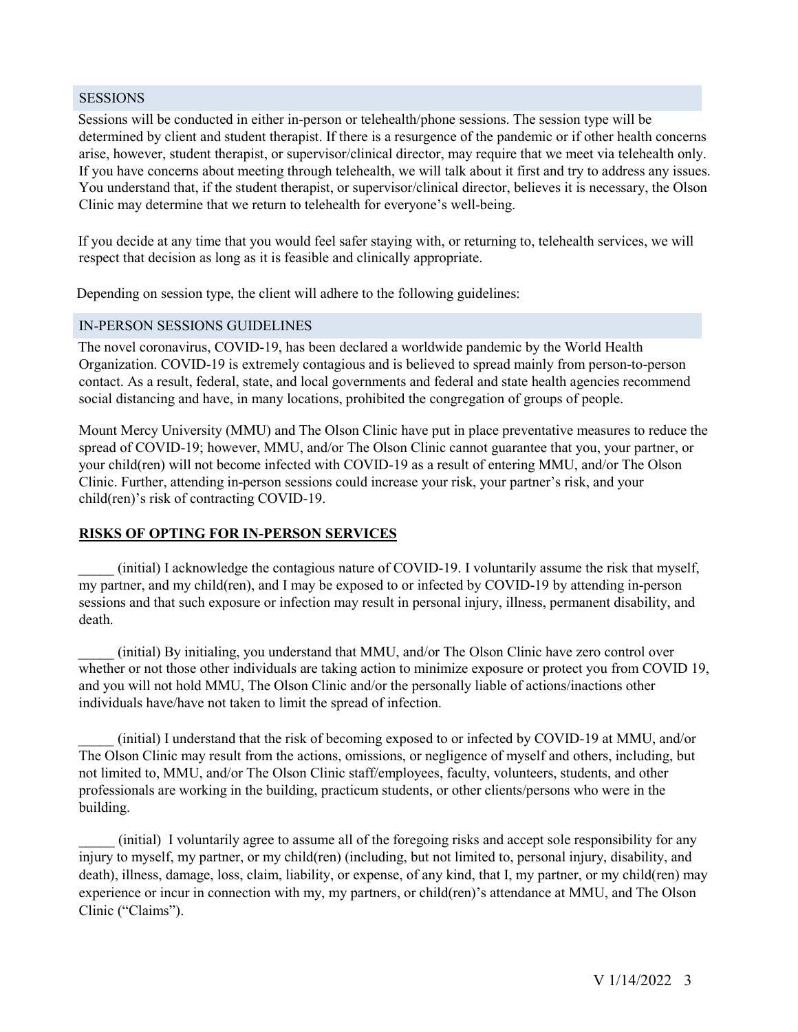## SESSIONS

Sessions will be conducted in either in-person or telehealth/phone sessions. The session type will be determined by client and student therapist. If there is a resurgence of the pandemic or if other health concerns arise, however, student therapist, or supervisor/clinical director, may require that we meet via telehealth only. If you have concerns about meeting through telehealth, we will talk about it first and try to address any issues. You understand that, if the student therapist, or supervisor/clinical director, believes it is necessary, the Olson Clinic may determine that we return to telehealth for everyone's well-being.

If you decide at any time that you would feel safer staying with, or returning to, telehealth services, we will respect that decision as long as it is feasible and clinically appropriate.

Depending on session type, the client will adhere to the following guidelines:

## IN-PERSON SESSIONS GUIDELINES

The novel coronavirus, COVID-19, has been declared a worldwide pandemic by the World Health Organization. COVID-19 is extremely contagious and is believed to spread mainly from person-to-person contact. As a result, federal, state, and local governments and federal and state health agencies recommend social distancing and have, in many locations, prohibited the congregation of groups of people.

Mount Mercy University (MMU) and The Olson Clinic have put in place preventative measures to reduce the spread of COVID-19; however, MMU, and/or The Olson Clinic cannot guarantee that you, your partner, or your child(ren) will not become infected with COVID-19 as a result of entering MMU, and/or The Olson Clinic. Further, attending in-person sessions could increase your risk, your partner's risk, and your child(ren)'s risk of contracting COVID-19.

**RISKS OF OPTING FOR IN-PERSON SERVICES**

_____ (initial) I acknowledge the contagious nature of COVID-19. I voluntarily assume the risk that myself, my partner, and my child(ren), and I may be exposed to or infected by COVID-19 by attending in-person sessions and that such exposure or infection may result in personal injury, illness, permanent disability, and death.

_____ (initial) By initialing, you understand that MMU, and/or The Olson Clinic have zero control over whether or not those other individuals are taking action to minimize exposure or protect you from COVID 19, and you will not hold MMU, The Olson Clinic and/or the personally liable of actions/inactions other individuals have/have not taken to limit the spread of infection.

_____ (initial) I understand that the risk of becoming exposed to or infected by COVID-19 at MMU, and/or The Olson Clinic may result from the actions, omissions, or negligence of myself and others, including, but not limited to, MMU, and/or The Olson Clinic staff/employees, faculty, volunteers, students, and other professionals are working in the building, practicum students, or other clients/persons who were in the building.

_____ (initial) I voluntarily agree to assume all of the foregoing risks and accept sole responsibility for any injury to myself, my partner, or my child(ren) (including, but not limited to, personal injury, disability, and death), illness, damage, loss, claim, liability, or expense, of any kind, that I, my partner, or my child(ren) may experience or incur in connection with my, my partners, or child(ren)'s attendance at MMU, and The Olson Clinic ("Claims").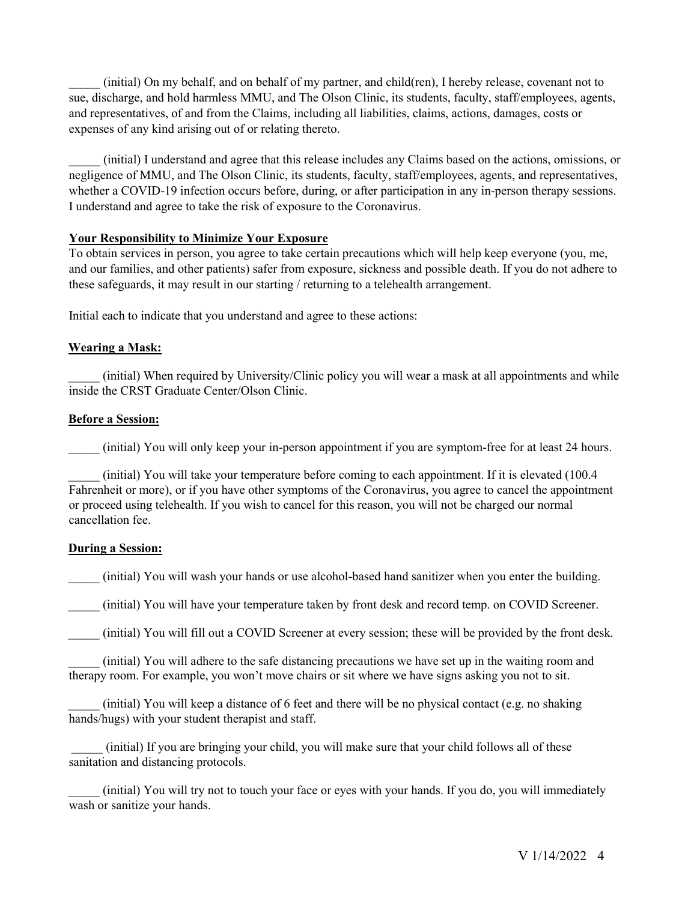_____ (initial) On my behalf, and on behalf of my partner, and child(ren), I hereby release, covenant not to sue, discharge, and hold harmless MMU, and The Olson Clinic, its students, faculty, staff/employees, agents, and representatives, of and from the Claims, including all liabilities, claims, actions, damages, costs or expenses of any kind arising out of or relating thereto.

_____ (initial) I understand and agree that this release includes any Claims based on the actions, omissions, or negligence of MMU, and The Olson Clinic, its students, faculty, staff/employees, agents, and representatives, whether a COVID-19 infection occurs before, during, or after participation in any in-person therapy sessions. I understand and agree to take the risk of exposure to the Coronavirus.

**Your Responsibility to Minimize Your Exposure**

To obtain services in person, you agree to take certain precautions which will help keep everyone (you, me, and our families, and other patients) safer from exposure, sickness and possible death. If you do not adhere to these safeguards, it may result in our starting / returning to a telehealth arrangement.

Initial each to indicate that you understand and agree to these actions:

**Wearing a Mask:**

_____ (initial) When required by University/Clinic policy you will wear a mask at all appointments and while inside the CRST Graduate Center/Olson Clinic.

**Before a Session:**

_____ (initial) You will only keep your in-person appointment if you are symptom-free for at least 24 hours.

_____ (initial) You will take your temperature before coming to each appointment. If it is elevated (100.4 Fahrenheit or more), or if you have other symptoms of the Coronavirus, you agree to cancel the appointment or proceed using telehealth. If you wish to cancel for this reason, you will not be charged our normal cancellation fee.

**During a Session:**

_____ (initial) You will wash your hands or use alcohol-based hand sanitizer when you enter the building.

_____ (initial) You will have your temperature taken by front desk and record temp. on COVID Screener.

_____ (initial) You will fill out a COVID Screener at every session; these will be provided by the front desk.

_____ (initial) You will adhere to the safe distancing precautions we have set up in the waiting room and therapy room. For example, you won't move chairs or sit where we have signs asking you not to sit.

_____ (initial) You will keep a distance of 6 feet and there will be no physical contact (e.g. no shaking hands/hugs) with your student therapist and staff.

_____ (initial) If you are bringing your child, you will make sure that your child follows all of these sanitation and distancing protocols.

_____ (initial) You will try not to touch your face or eyes with your hands. If you do, you will immediately wash or sanitize your hands.

V 1/14/2022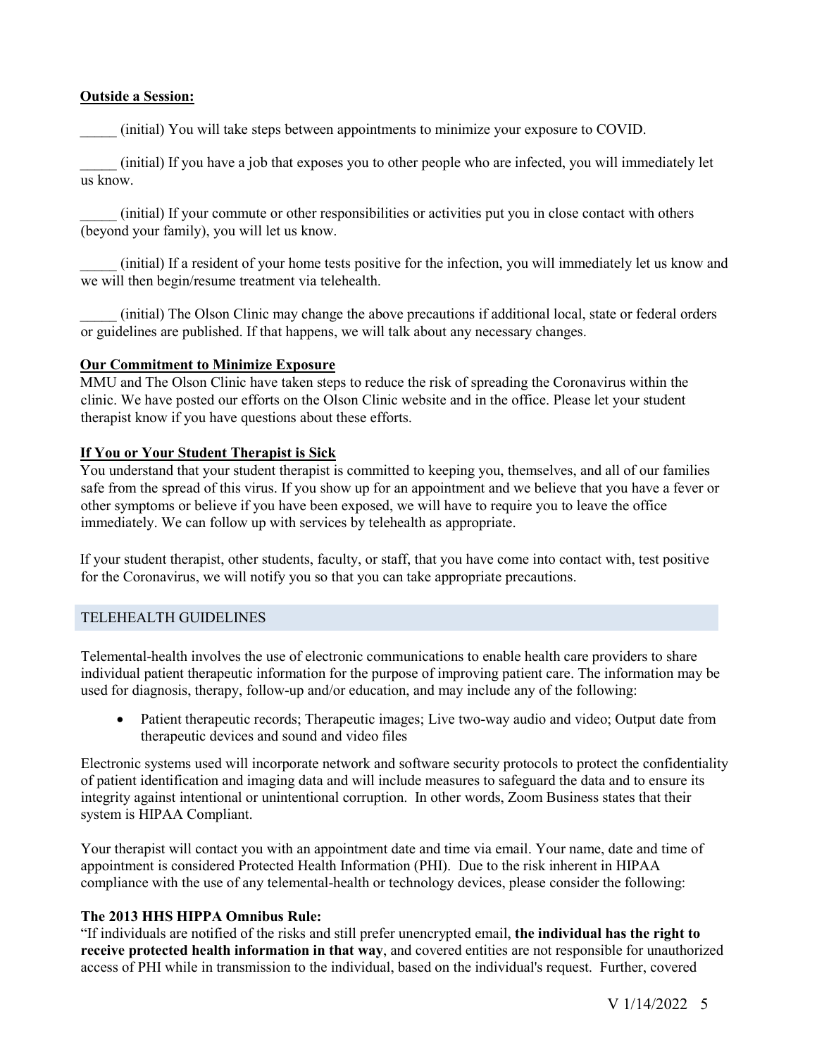**Outside a Session:**

_____ (initial) You will take steps between appointments to minimize your exposure to COVID.

_____ (initial) If you have a job that exposes you to other people who are infected, you will immediately let us know.

_____ (initial) If your commute or other responsibilities or activities put you in close contact with others (beyond your family), you will let us know.

_____ (initial) If a resident of your home tests positive for the infection, you will immediately let us know and we will then begin/resume treatment via telehealth.

_____ (initial) The Olson Clinic may change the above precautions if additional local, state or federal orders or guidelines are published. If that happens, we will talk about any necessary changes.

**Our Commitment to Minimize Exposure**

MMU and The Olson Clinic have taken steps to reduce the risk of spreading the Coronavirus within the clinic. We have posted our efforts on the Olson Clinic website and in the office. Please let your student therapist know if you have questions about these efforts.

**If You or Your Student Therapist is Sick**

You understand that your student therapist is committed to keeping you, themselves, and all of our families safe from the spread of this virus. If you show up for an appointment and we believe that you have a fever or other symptoms or believe if you have been exposed, we will have to require you to leave the office immediately. We can follow up with services by telehealth as appropriate.

If your student therapist, other students, faculty, or staff, that you have come into contact with, test positive for the Coronavirus, we will notify you so that you can take appropriate precautions.

## TELEHEALTH GUIDELINES

Telemental-health involves the use of electronic communications to enable health care providers to share individual patient therapeutic information for the purpose of improving patient care. The information may be used for diagnosis, therapy, follow-up and/or education, and may include any of the following:

- Patient therapeutic records; Therapeutic images; Live two-way audio and video; Output date from therapeutic devices and sound and video files

Electronic systems used will incorporate network and software security protocols to protect the confidentiality of patient identification and imaging data and will include measures to safeguard the data and to ensure its integrity against intentional or unintentional corruption. In other words, Zoom Business states that their system is HIPAA Compliant.

Your therapist will contact you with an appointment date and time via email. Your name, date and time of appointment is considered Protected Health Information (PHI). Due to the risk inherent in HIPAA compliance with the use of any telemental-health or technology devices, please consider the following:

**The 2013 HHS HIPPA Omnibus Rule:**

"If individuals are notified of the risks and still prefer unencrypted email, **the individual has the right to receive protected health information in that way**, and covered entities are not responsible for unauthorized access of PHI while in transmission to the individual, based on the individual's request. Further, covered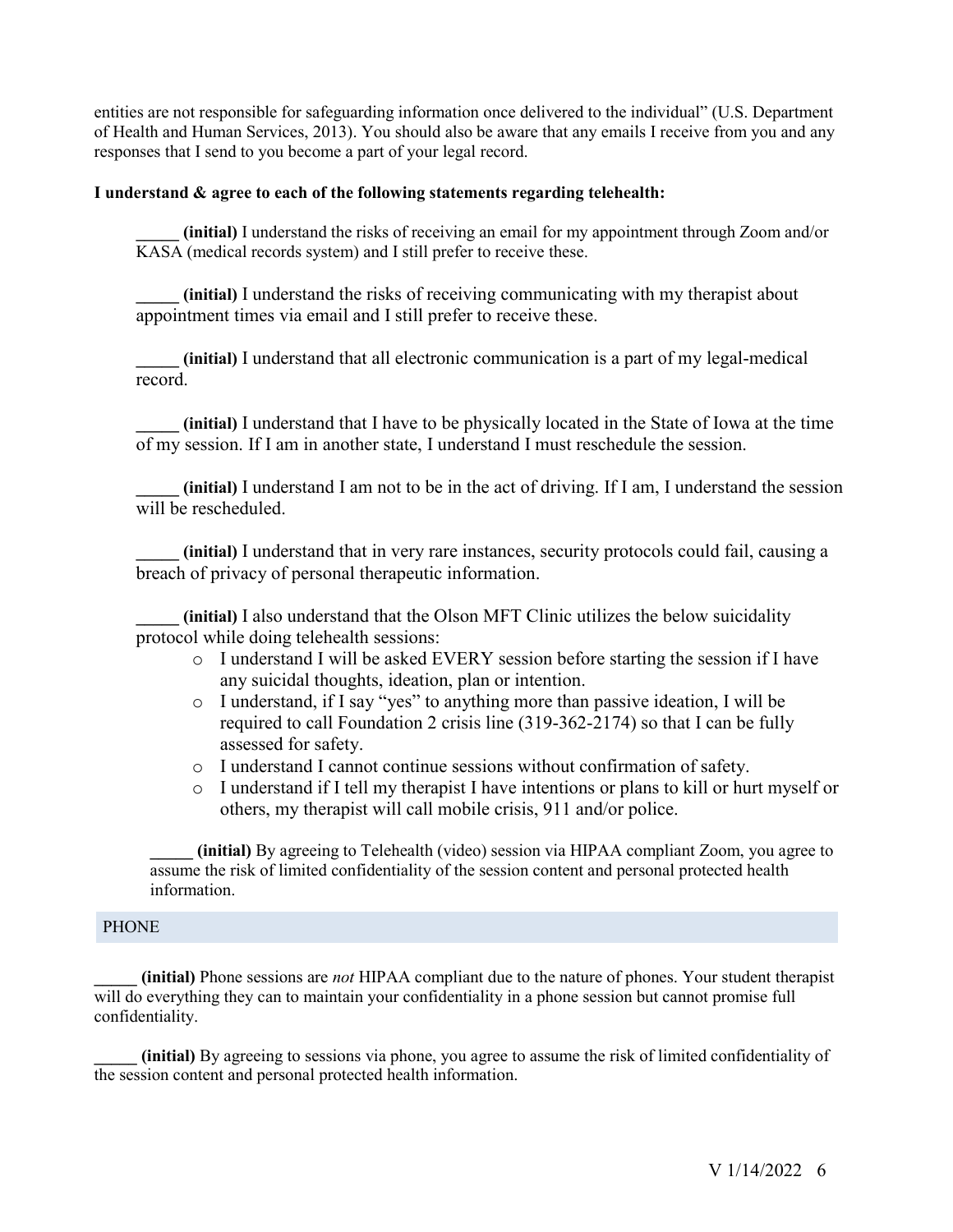entities are not responsible for safeguarding information once delivered to the individual" (U.S. Department of Health and Human Services, 2013). You should also be aware that any emails I receive from you and any responses that I send to you become a part of your legal record.

**I understand & agree to each of the following statements regarding telehealth:**

_____ **(initial)** I understand the risks of receiving an email for my appointment through Zoom and/or KASA (medical records system) and I still prefer to receive these.

_____ **(initial)** I understand the risks of receiving communicating with my therapist about appointment times via email and I still prefer to receive these.

_____ **(initial)** I understand that all electronic communication is a part of my legal-medical record.

_____ **(initial)** I understand that I have to be physically located in the State of Iowa at the time of my session. If I am in another state, I understand I must reschedule the session.

_____ **(initial)** I understand I am not to be in the act of driving. If I am, I understand the session will be rescheduled.

_____ **(initial)** I understand that in very rare instances, security protocols could fail, causing a breach of privacy of personal therapeutic information.

_____ **(initial)** I also understand that the Olson MFT Clinic utilizes the below suicidality protocol while doing telehealth sessions:

- I understand I will be asked EVERY session before starting the session if I have any suicidal thoughts, ideation, plan or intention.
- I understand, if I say "yes" to anything more than passive ideation, I will be required to call Foundation 2 crisis line (319-362-2174) so that I can be fully assessed for safety.
- I understand I cannot continue sessions without confirmation of safety.
- I understand if I tell my therapist I have intentions or plans to kill or hurt myself or others, my therapist will call mobile crisis, 911 and/or police.

_____ **(initial)** By agreeing to Telehealth (video) session via HIPAA compliant Zoom, you agree to assume the risk of limited confidentiality of the session content and personal protected health information.

## PHONE

_____ **(initial)** Phone sessions are *not* HIPAA compliant due to the nature of phones. Your student therapist will do everything they can to maintain your confidentiality in a phone session but cannot promise full confidentiality.

_____ **(initial)** By agreeing to sessions via phone, you agree to assume the risk of limited confidentiality of the session content and personal protected health information.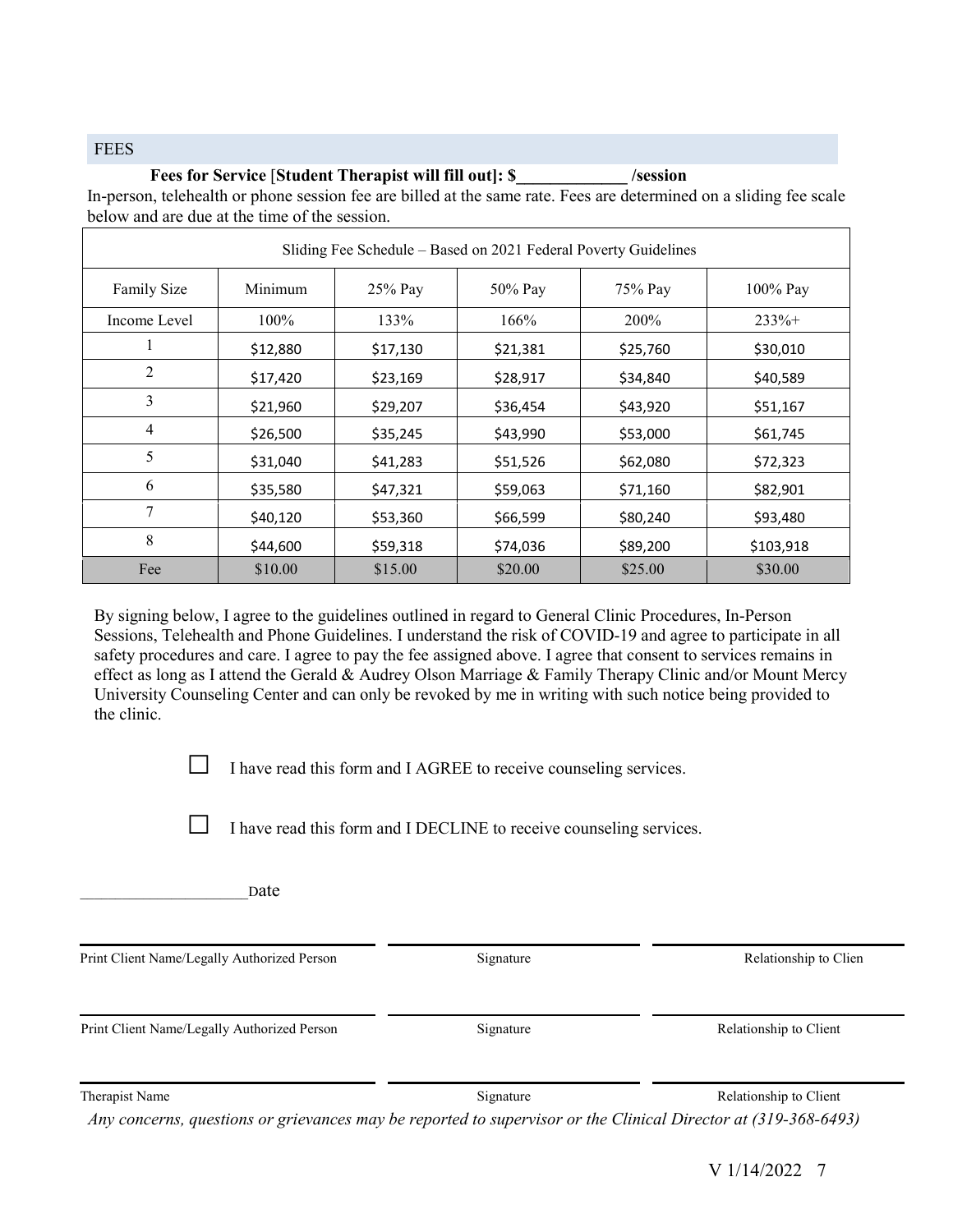## FEES

**Fees for Service** [**Student Therapist will fill out]: $\_\_\_\_\_\_\_\_\_\_\_\_\_ /session**

In-person, telehealth or phone session fee are billed at the same rate. Fees are determined on a sliding fee scale below and are due at the time of the session.

| Sliding Fee Schedule – Based on 2021 Federal Poverty Guidelines | | | | | |
|---|---|---|---|---|---|
| Family Size | Minimum | 25% Pay | 50% Pay | 75% Pay | 100% Pay |
| Income Level | 100% | 133% | 166% | 200% | 233%+ |
| 1 | $12,880 | $17,130 | $21,381 | $25,760 | $30,010 |
| 2 | $17,420 | $23,169 | $28,917 | $34,840 | $40,589 |
| 3 | $21,960 | $29,207 | $36,454 | $43,920 | $51,167 |
| 4 | $26,500 | $35,245 | $43,990 | $53,000 | $61,745 |
| 5 | $31,040 | $41,283 | $51,526 | $62,080 | $72,323 |
| 6 | $35,580 | $47,321 | $59,063 | $71,160 | $82,901 |
| 7 | $40,120 | $53,360 | $66,599 | $80,240 | $93,480 |
| 8 | $44,600 | $59,318 | $74,036 | $89,200 | $103,918 |
| Fee | $10.00 | $15.00 | $20.00 | $25.00 | $30.00 |

By signing below, I agree to the guidelines outlined in regard to General Clinic Procedures, In-Person Sessions, Telehealth and Phone Guidelines. I understand the risk of COVID-19 and agree to participate in all safety procedures and care. I agree to pay the fee assigned above. I agree that consent to services remains in effect as long as I attend the Gerald & Audrey Olson Marriage & Family Therapy Clinic and/or Mount Mercy University Counseling Center and can only be revoked by me in writing with such notice being provided to the clinic.

☐ I have read this form and I AGREE to receive counseling services.

☐ I have read this form and I DECLINE to receive counseling services.

\_\_\_\_\_\_\_\_\_\_\_\_\_\_\_\_\_\_\_\_ Date

| Print Client Name/Legally Authorized Person | Signature | Relationship to Clien |
|---|---|---|
| Print Client Name/Legally Authorized Person | Signature | Relationship to Client |
| Therapist Name | Signature | Relationship to Client |

*Any concerns, questions or grievances may be reported to supervisor or the Clinical Director at (319-368-6493)*

V 1/14/2022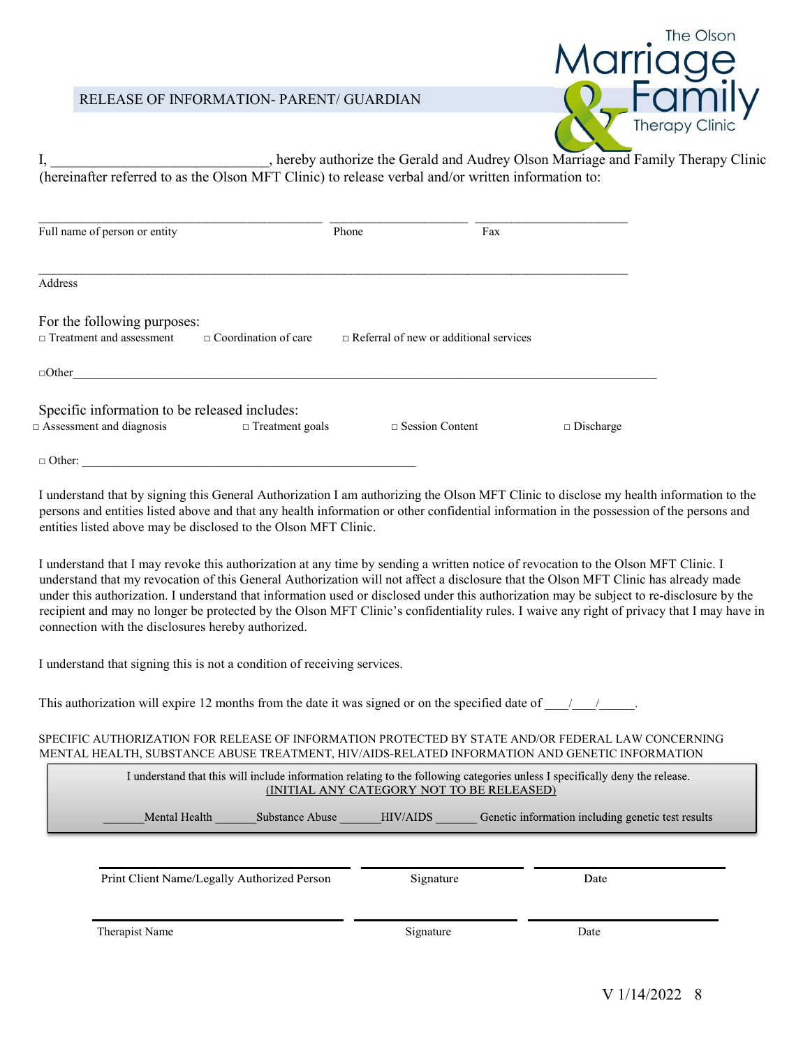## RELEASE OF INFORMATION- PARENT/ GUARDIAN

The Olson Marriage & Family Therapy Clinic

I, ______________________________, hereby authorize the Gerald and Audrey Olson Marriage and Family Therapy Clinic (hereinafter referred to as the Olson MFT Clinic) to release verbal and/or written information to:

_____________________________________________ _____________________ ________________________
Full name of person or entity | Phone | Fax

_____________________________________________________________________________________________
Address

For the following purposes:
□ Treatment and assessment □ Coordination of care □ Referral of new or additional services

□Other_____________________________________________________________________________________

Specific information to be released includes:
□ Assessment and diagnosis □ Treatment goals □ Session Content □ Discharge

□ Other: ________________________________________________________

I understand that by signing this General Authorization I am authorizing the Olson MFT Clinic to disclose my health information to the persons and entities listed above and that any health information or other confidential information in the possession of the persons and entities listed above may be disclosed to the Olson MFT Clinic.

I understand that I may revoke this authorization at any time by sending a written notice of revocation to the Olson MFT Clinic. I understand that my revocation of this General Authorization will not affect a disclosure that the Olson MFT Clinic has already made under this authorization. I understand that information used or disclosed under this authorization may be subject to re-disclosure by the recipient and may no longer be protected by the Olson MFT Clinic's confidentiality rules. I waive any right of privacy that I may have in connection with the disclosures hereby authorized.

I understand that signing this is not a condition of receiving services.

This authorization will expire 12 months from the date it was signed or on the specified date of ___/___/_____.

SPECIFIC AUTHORIZATION FOR RELEASE OF INFORMATION PROTECTED BY STATE AND/OR FEDERAL LAW CONCERNING MENTAL HEALTH, SUBSTANCE ABUSE TREATMENT, HIV/AIDS-RELATED INFORMATION AND GENETIC INFORMATION

I understand that this will include information relating to the following categories unless I specifically deny the release.
(INITIAL ANY CATEGORY NOT TO BE RELEASED)

_______Mental Health _______Substance Abuse _______HIV/AIDS _______ Genetic information including genetic test results

______________________________ ____________________ ____________________
Print Client Name/Legally Authorized Person | Signature | Date

______________________________ ____________________ ____________________
Therapist Name | Signature | Date

V 1/14/2022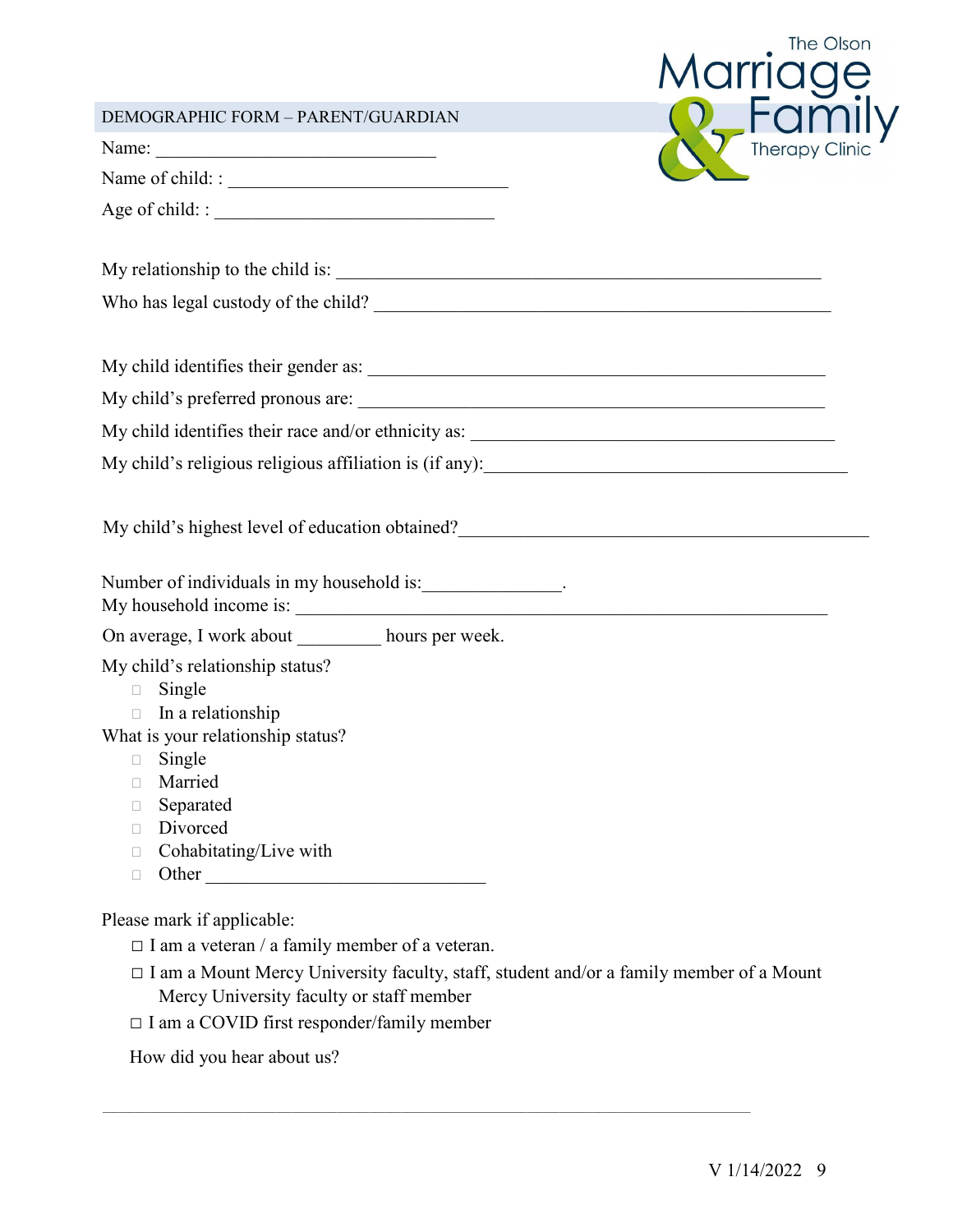The Olson Marriage & Family Therapy Clinic

## DEMOGRAPHIC FORM – PARENT/GUARDIAN

Name: ______________________________

Name of child: : ______________________________

Age of child: : ______________________________

My relationship to the child is: ____________________________________________________

Who has legal custody of the child? _________________________________________________

My child identifies their gender as: _________________________________________________

My child's preferred pronous are: __________________________________________________

My child identifies their race and/or ethnicity as: ______________________________________

My child's religious religious affiliation is (if any):_____________________________________

My child's highest level of education obtained?________________________________________

Number of individuals in my household is:______________.

My household income is: _________________________________________________________

On average, I work about _________ hours per week.

My child's relationship status?

- ☐ Single
- ☐ In a relationship

What is your relationship status?

- ☐ Single
- ☐ Married
- ☐ Separated
- ☐ Divorced
- ☐ Cohabitating/Live with
- ☐ Other ______________________________

Please mark if applicable:

- ☐ I am a veteran / a family member of a veteran.
- ☐ I am a Mount Mercy University faculty, staff, student and/or a family member of a Mount Mercy University faculty or staff member
- ☐ I am a COVID first responder/family member

How did you hear about us?

_______________________________________________________________________________

V 1/14/2022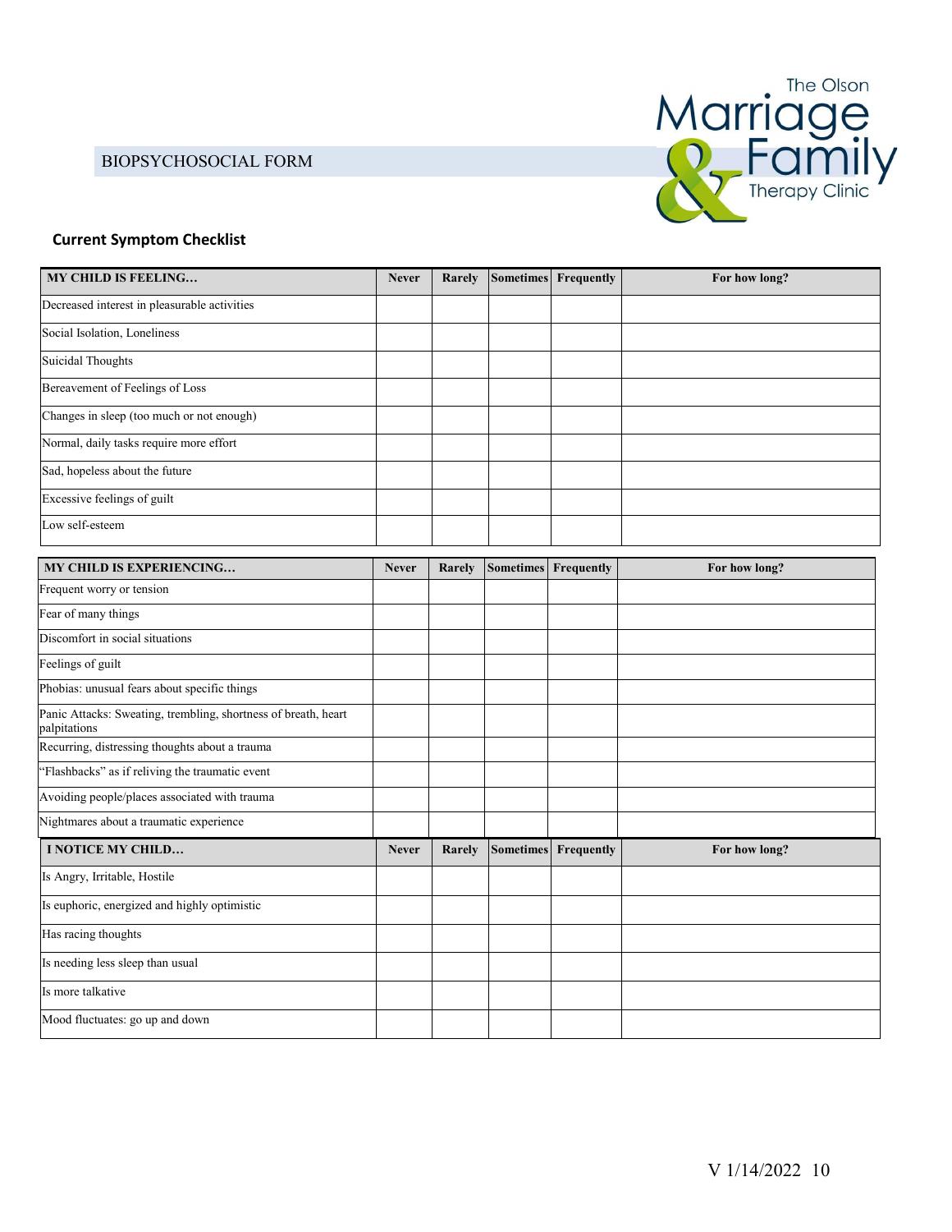BIOPSYCHOSOCIAL FORM

### Current Symptom Checklist

| MY CHILD IS FEELING… | Never | Rarely | Sometimes | Frequently | For how long? |
|---|---|---|---|---|---|
| Decreased interest in pleasurable activities | | | | | |
| Social Isolation, Loneliness | | | | | |
| Suicidal Thoughts | | | | | |
| Bereavement of Feelings of Loss | | | | | |
| Changes in sleep (too much or not enough) | | | | | |
| Normal, daily tasks require more effort | | | | | |
| Sad, hopeless about the future | | | | | |
| Excessive feelings of guilt | | | | | |
| Low self-esteem | | | | | |

| MY CHILD IS EXPERIENCING… | Never | Rarely | Sometimes | Frequently | For how long? |
|---|---|---|---|---|---|
| Frequent worry or tension | | | | | |
| Fear of many things | | | | | |
| Discomfort in social situations | | | | | |
| Feelings of guilt | | | | | |
| Phobias: unusual fears about specific things | | | | | |
| Panic Attacks: Sweating, trembling, shortness of breath, heart palpitations | | | | | |
| Recurring, distressing thoughts about a trauma | | | | | |
| "Flashbacks" as if reliving the traumatic event | | | | | |
| Avoiding people/places associated with trauma | | | | | |
| Nightmares about a traumatic experience | | | | | |

| I NOTICE MY CHILD… | Never | Rarely | Sometimes | Frequently | For how long? |
|---|---|---|---|---|---|
| Is Angry, Irritable, Hostile | | | | | |
| Is euphoric, energized and highly optimistic | | | | | |
| Has racing thoughts | | | | | |
| Is needing less sleep than usual | | | | | |
| Is more talkative | | | | | |
| Mood fluctuates: go up and down | | | | | |

V 1/14/2022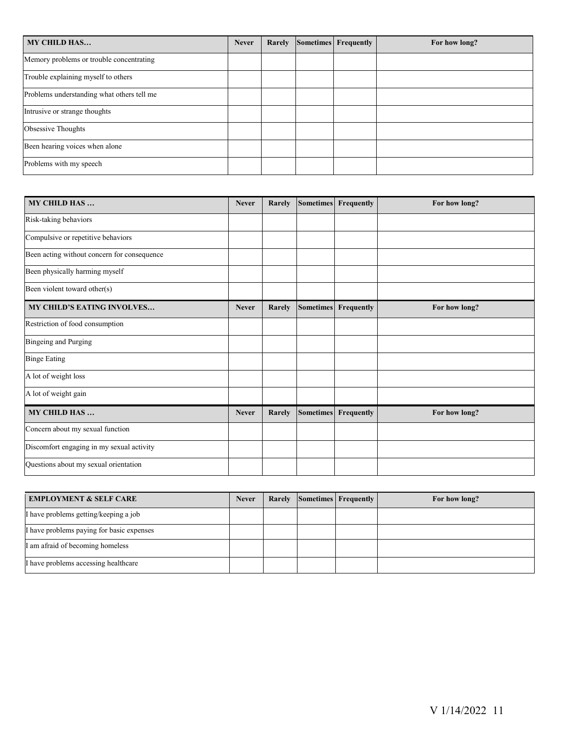| MY CHILD HAS… | Never | Rarely | Sometimes | Frequently | For how long? |
|---|---|---|---|---|---|
| Memory problems or trouble concentrating | | | | | |
| Trouble explaining myself to others | | | | | |
| Problems understanding what others tell me | | | | | |
| Intrusive or strange thoughts | | | | | |
| Obsessive Thoughts | | | | | |
| Been hearing voices when alone | | | | | |
| Problems with my speech | | | | | |

| MY CHILD HAS … | Never | Rarely | Sometimes | Frequently | For how long? |
|---|---|---|---|---|---|
| Risk-taking behaviors | | | | | |
| Compulsive or repetitive behaviors | | | | | |
| Been acting without concern for consequence | | | | | |
| Been physically harming myself | | | | | |
| Been violent toward other(s) | | | | | |
| **MY CHILD'S EATING INVOLVES…** | **Never** | **Rarely** | **Sometimes** | **Frequently** | **For how long?** |
| Restriction of food consumption | | | | | |
| Bingeing and Purging | | | | | |
| Binge Eating | | | | | |
| A lot of weight loss | | | | | |
| A lot of weight gain | | | | | |
| **MY CHILD HAS …** | **Never** | **Rarely** | **Sometimes** | **Frequently** | **For how long?** |
| Concern about my sexual function | | | | | |
| Discomfort engaging in my sexual activity | | | | | |
| Questions about my sexual orientation | | | | | |

| EMPLOYMENT & SELF CARE | Never | Rarely | Sometimes | Frequently | For how long? |
|---|---|---|---|---|---|
| I have problems getting/keeping a job | | | | | |
| I have problems paying for basic expenses | | | | | |
| I am afraid of becoming homeless | | | | | |
| I have problems accessing healthcare | | | | | |

V 1/14/2022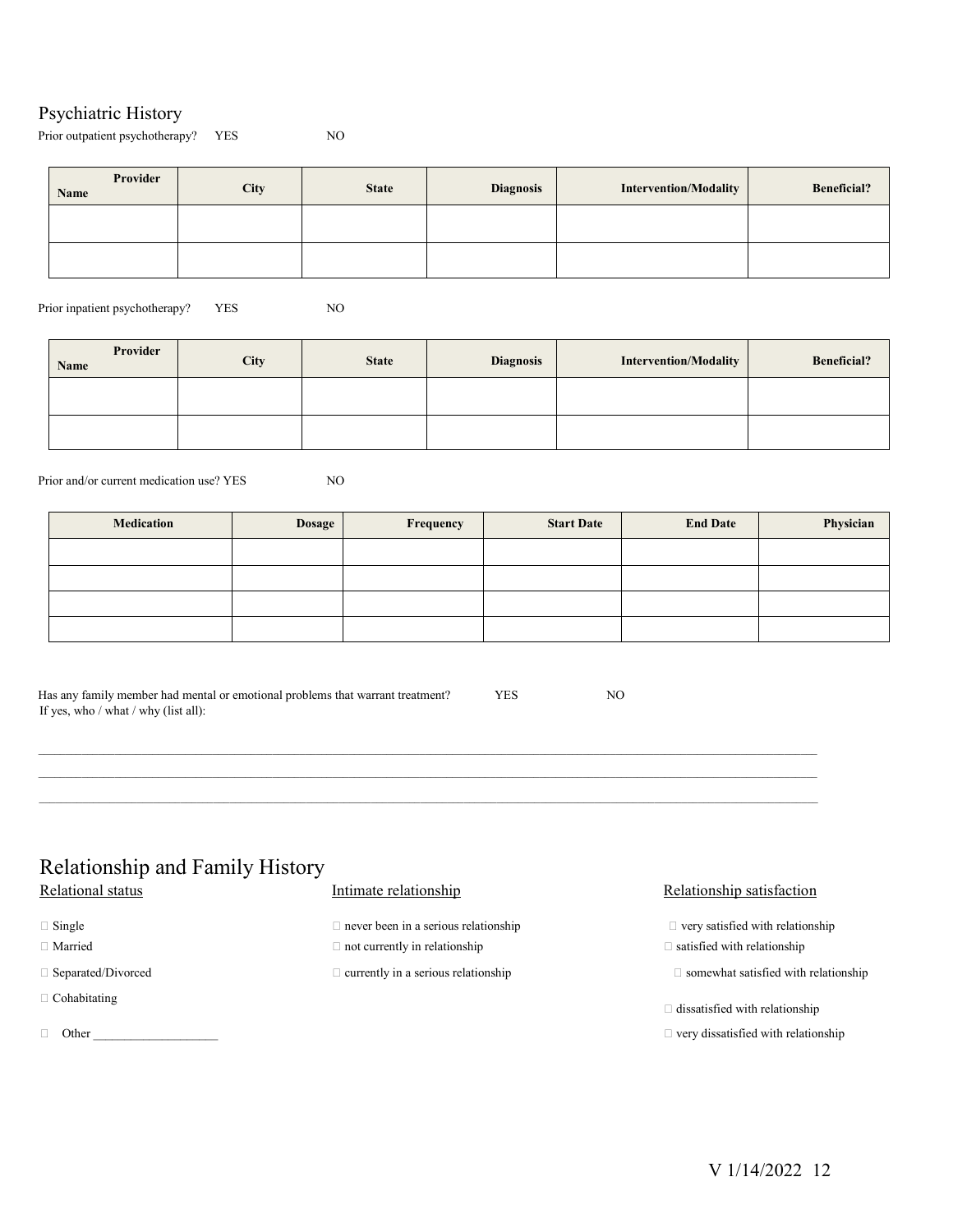## Psychiatric History

Prior outpatient psychotherapy? YES NO

| Provider Name | City | State | Diagnosis | Intervention/Modality | Beneficial? |
|---|---|---|---|---|---|
| | | | | | |
| | | | | | |

Prior inpatient psychotherapy? YES NO

| Provider Name | City | State | Diagnosis | Intervention/Modality | Beneficial? |
|---|---|---|---|---|---|
| | | | | | |
| | | | | | |

Prior and/or current medication use? YES NO

| Medication | Dosage | Frequency | Start Date | End Date | Physician |
|---|---|---|---|---|---|
| | | | | | |
| | | | | | |
| | | | | | |
| | | | | | |

Has any family member had mental or emotional problems that warrant treatment? YES NO
If yes, who / what / why (list all):

\_\_\_\_\_\_\_\_\_\_\_\_\_\_\_\_\_\_\_\_\_\_\_\_\_\_\_\_\_\_\_\_\_\_\_\_\_\_\_\_\_\_\_\_\_\_\_\_\_\_\_\_\_\_\_\_\_\_\_\_\_\_\_\_\_\_\_\_\_\_\_\_\_\_\_\_

\_\_\_\_\_\_\_\_\_\_\_\_\_\_\_\_\_\_\_\_\_\_\_\_\_\_\_\_\_\_\_\_\_\_\_\_\_\_\_\_\_\_\_\_\_\_\_\_\_\_\_\_\_\_\_\_\_\_\_\_\_\_\_\_\_\_\_\_\_\_\_\_\_\_\_\_

\_\_\_\_\_\_\_\_\_\_\_\_\_\_\_\_\_\_\_\_\_\_\_\_\_\_\_\_\_\_\_\_\_\_\_\_\_\_\_\_\_\_\_\_\_\_\_\_\_\_\_\_\_\_\_\_\_\_\_\_\_\_\_\_\_\_\_\_\_\_\_\_\_\_\_\_

## Relationship and Family History

**Relational status**

- ☐ Single
- ☐ Married
- ☐ Separated/Divorced
- ☐ Cohabitating
- ☐ Other \_\_\_\_\_\_\_\_\_\_\_\_\_\_\_\_\_\_\_\_

**Intimate relationship**

- ☐ never been in a serious relationship
- ☐ not currently in relationship
- ☐ currently in a serious relationship

**Relationship satisfaction**

- ☐ very satisfied with relationship
- ☐ satisfied with relationship
- ☐ somewhat satisfied with relationship
- ☐ dissatisfied with relationship
- ☐ very dissatisfied with relationship

V 1/14/2022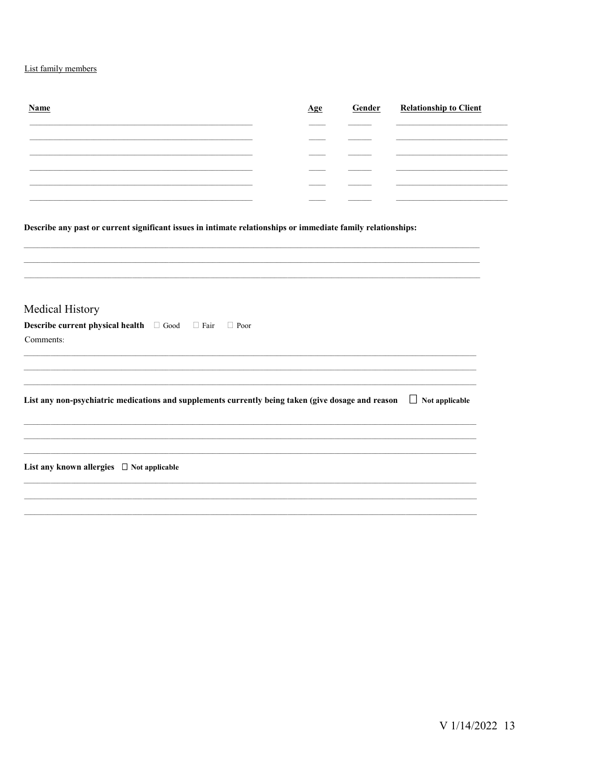List family members

| **Name** | **Age** | **Gender** | **Relationship to Client** |
|---|---|---|---|
| | | | |
| | | | |
| | | | |
| | | | |
| | | | |
| | | | |

**Describe any past or current significant issues in intimate relationships or immediate family relationships:**

_______________________________________________________________________________

_______________________________________________________________________________

_______________________________________________________________________________

## Medical History

**Describe current physical health** ☐ Good ☐ Fair ☐ Poor

Comments:

_______________________________________________________________________________

_______________________________________________________________________________

_______________________________________________________________________________

**List any non-psychiatric medications and supplements currently being taken (give dosage and reason** ☐ **Not applicable**

_______________________________________________________________________________

_______________________________________________________________________________

_______________________________________________________________________________

**List any known allergies** ☐ **Not applicable**

_______________________________________________________________________________

_______________________________________________________________________________

_______________________________________________________________________________

V 1/14/2022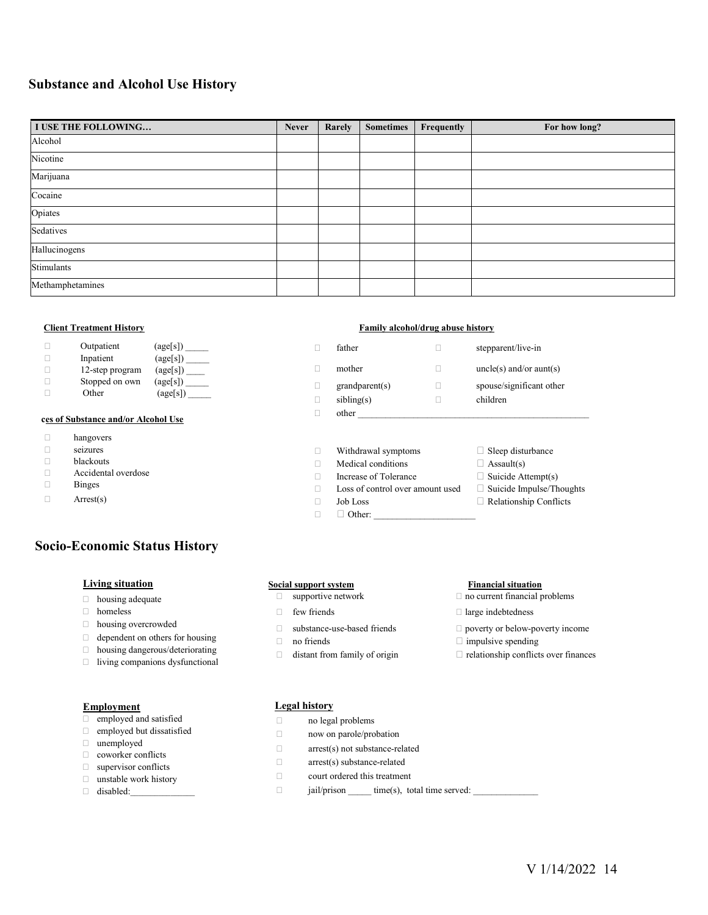## Substance and Alcohol Use History

| I USE THE FOLLOWING… | Never | Rarely | Sometimes | Frequently | For how long? |
|---|---|---|---|---|---|
| Alcohol | | | | | |
| Nicotine | | | | | |
| Marijuana | | | | | |
| Cocaine | | | | | |
| Opiates | | | | | |
| Sedatives | | | | | |
| Hallucinogens | | | | | |
| Stimulants | | | | | |
| Methamphetamines | | | | | |

**Client Treatment History**

- ☐ Outpatient (age[s]) _____
- ☐ Inpatient (age[s]) _____
- ☐ 12-step program (age[s]) ____
- ☐ Stopped on own (age[s]) _____
- ☐ Other (age[s]) _____

**Family alcohol/drug abuse history**

- ☐ father
- ☐ stepparent/live-in
- ☐ mother
- ☐ uncle(s) and/or aunt(s)
- ☐ grandparent(s)
- ☐ spouse/significant other
- ☐ sibling(s)
- ☐ children
- ☐ other ___________________________________________________

**ces of Substance and/or Alcohol Use**

- ☐ hangovers
- ☐ seizures
- ☐ blackouts
- ☐ Accidental overdose
- ☐ Binges
- ☐ Arrest(s)
- ☐ Withdrawal symptoms
- ☐ Medical conditions
- ☐ Increase of Tolerance
- ☐ Loss of control over amount used
- ☐ Job Loss
- ☐ ☐ Other: _____________________
- ☐ Sleep disturbance
- ☐ Assault(s)
- ☐ Suicide Attempt(s)
- ☐ Suicide Impulse/Thoughts
- ☐ Relationship Conflicts

## Socio-Economic Status History

**Living situation**

- ☐ housing adequate
- ☐ homeless
- ☐ housing overcrowded
- ☐ dependent on others for housing
- ☐ housing dangerous/deteriorating
- ☐ living companions dysfunctional

**Social support system**

- ☐ supportive network
- ☐ few friends
- ☐ substance-use-based friends
- ☐ no friends
- ☐ distant from family of origin

**Financial situation**

- ☐ no current financial problems
- ☐ large indebtedness
- ☐ poverty or below-poverty income
- ☐ impulsive spending
- ☐ relationship conflicts over finances

**Employment**

- ☐ employed and satisfied
- ☐ employed but dissatisfied
- ☐ unemployed
- ☐ coworker conflicts
- ☐ supervisor conflicts
- ☐ unstable work history
- ☐ disabled:_____________

**Legal history**

- ☐ no legal problems
- ☐ now on parole/probation
- ☐ arrest(s) not substance-related
- ☐ arrest(s) substance-related
- ☐ court ordered this treatment
- ☐ jail/prison _____ time(s), total time served: _____________

V 1/14/2022